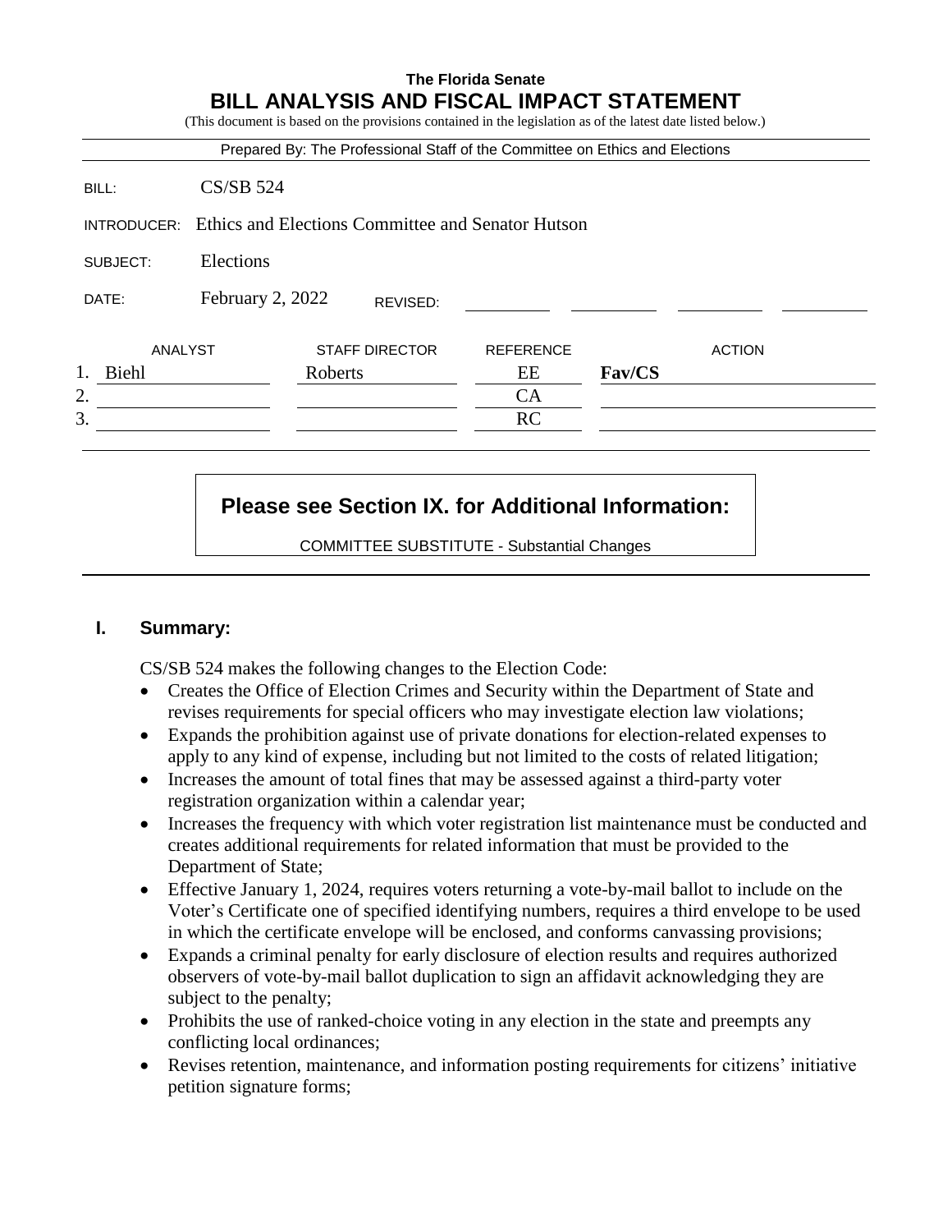**The Florida Senate**

# BILL ANALYSIS AND FISCAL IMPACT STATEMENT

(This document is based on the provisions contained in the legislation as of the latest date listed below.)

Prepared By: The Professional Staff of the Committee on Ethics and Elections

BILL: CS/SB 524

INTRODUCER: Ethics and Elections Committee and Senator Hutson

SUBJECT: Elections

DATE: February 2, 2022 REVISED:

| | ANALYST | STAFF DIRECTOR | REFERENCE | ACTION |
|---|---|---|---|---|
| 1. | Biehl | Roberts | EE | **Fav/CS** |
| 2. | | | CA | |
| 3. | | | RC | |

**Please see Section IX. for Additional Information:**

COMMITTEE SUBSTITUTE - Substantial Changes

## I. Summary:

CS/SB 524 makes the following changes to the Election Code:

- Creates the Office of Election Crimes and Security within the Department of State and revises requirements for special officers who may investigate election law violations;
- Expands the prohibition against use of private donations for election-related expenses to apply to any kind of expense, including but not limited to the costs of related litigation;
- Increases the amount of total fines that may be assessed against a third-party voter registration organization within a calendar year;
- Increases the frequency with which voter registration list maintenance must be conducted and creates additional requirements for related information that must be provided to the Department of State;
- Effective January 1, 2024, requires voters returning a vote-by-mail ballot to include on the Voter's Certificate one of specified identifying numbers, requires a third envelope to be used in which the certificate envelope will be enclosed, and conforms canvassing provisions;
- Expands a criminal penalty for early disclosure of election results and requires authorized observers of vote-by-mail ballot duplication to sign an affidavit acknowledging they are subject to the penalty;
- Prohibits the use of ranked-choice voting in any election in the state and preempts any conflicting local ordinances;
- Revises retention, maintenance, and information posting requirements for citizens' initiative petition signature forms;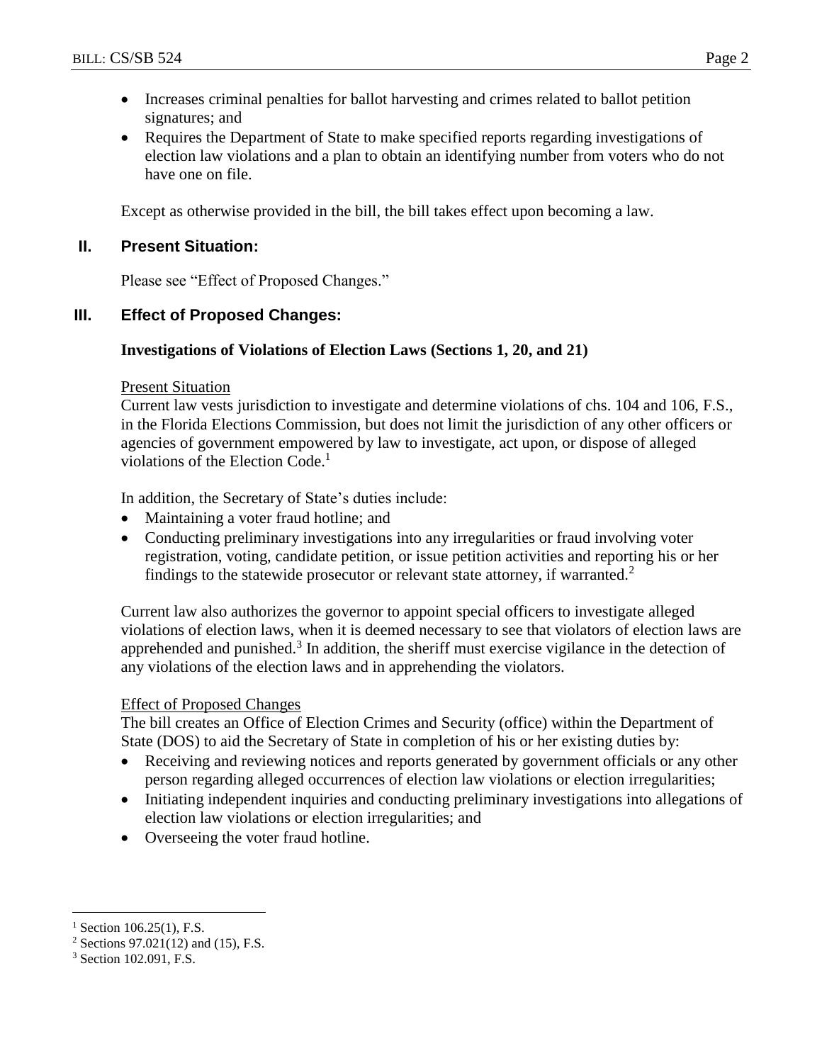- Increases criminal penalties for ballot harvesting and crimes related to ballot petition signatures; and
- Requires the Department of State to make specified reports regarding investigations of election law violations and a plan to obtain an identifying number from voters who do not have one on file.

Except as otherwise provided in the bill, the bill takes effect upon becoming a law.

## II. Present Situation:

Please see "Effect of Proposed Changes."

## III. Effect of Proposed Changes:

### Investigations of Violations of Election Laws (Sections 1, 20, and 21)

Present Situation

Current law vests jurisdiction to investigate and determine violations of chs. 104 and 106, F.S., in the Florida Elections Commission, but does not limit the jurisdiction of any other officers or agencies of government empowered by law to investigate, act upon, or dispose of alleged violations of the Election Code.[1]

In addition, the Secretary of State's duties include:

- Maintaining a voter fraud hotline; and
- Conducting preliminary investigations into any irregularities or fraud involving voter registration, voting, candidate petition, or issue petition activities and reporting his or her findings to the statewide prosecutor or relevant state attorney, if warranted.[2]

Current law also authorizes the governor to appoint special officers to investigate alleged violations of election laws, when it is deemed necessary to see that violators of election laws are apprehended and punished.[3] In addition, the sheriff must exercise vigilance in the detection of any violations of the election laws and in apprehending the violators.

Effect of Proposed Changes

The bill creates an Office of Election Crimes and Security (office) within the Department of State (DOS) to aid the Secretary of State in completion of his or her existing duties by:

- Receiving and reviewing notices and reports generated by government officials or any other person regarding alleged occurrences of election law violations or election irregularities;
- Initiating independent inquiries and conducting preliminary investigations into allegations of election law violations or election irregularities; and
- Overseeing the voter fraud hotline.

---

[1] Section 106.25(1), F.S.

[2] Sections 97.021(12) and (15), F.S.

[3] Section 102.091, F.S.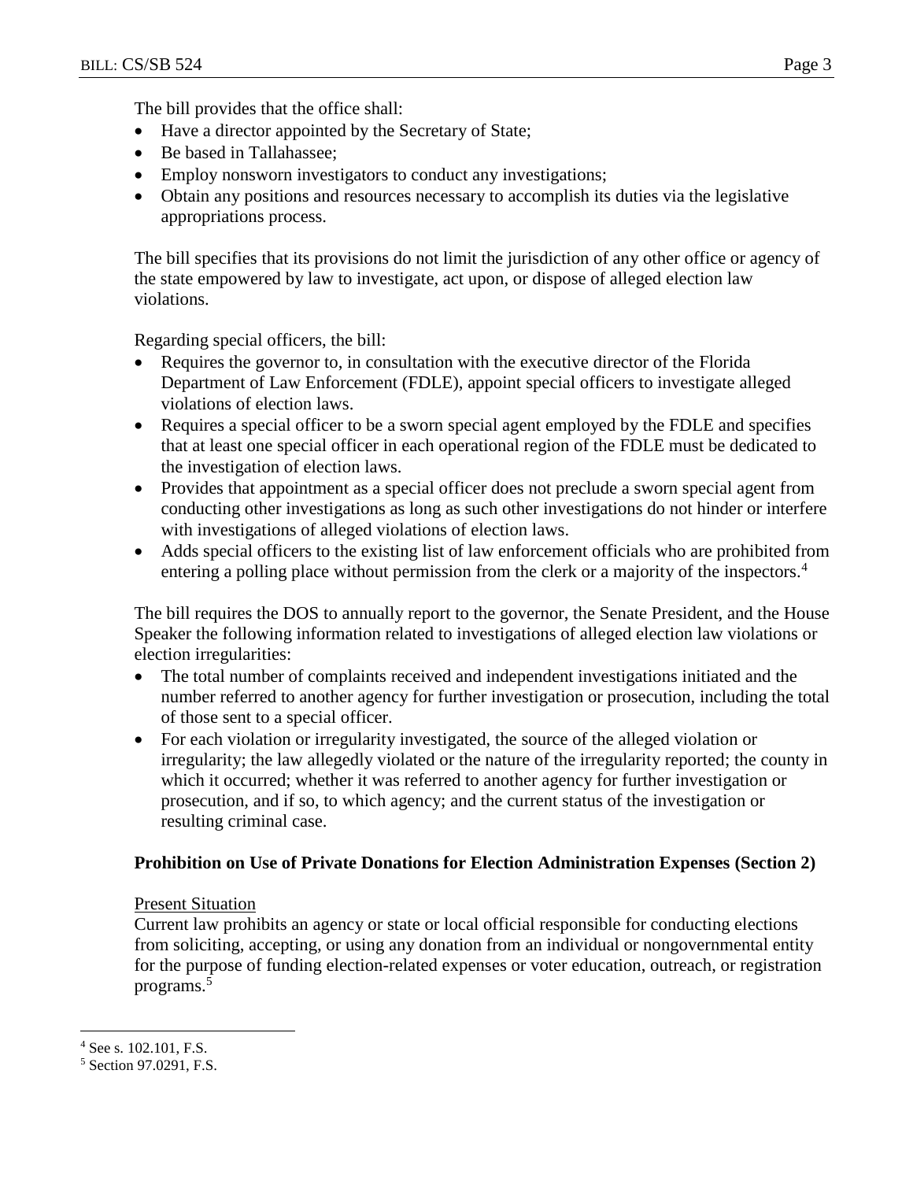The bill provides that the office shall:

- Have a director appointed by the Secretary of State;
- Be based in Tallahassee;
- Employ nonsworn investigators to conduct any investigations;
- Obtain any positions and resources necessary to accomplish its duties via the legislative appropriations process.

The bill specifies that its provisions do not limit the jurisdiction of any other office or agency of the state empowered by law to investigate, act upon, or dispose of alleged election law violations.

Regarding special officers, the bill:

- Requires the governor to, in consultation with the executive director of the Florida Department of Law Enforcement (FDLE), appoint special officers to investigate alleged violations of election laws.
- Requires a special officer to be a sworn special agent employed by the FDLE and specifies that at least one special officer in each operational region of the FDLE must be dedicated to the investigation of election laws.
- Provides that appointment as a special officer does not preclude a sworn special agent from conducting other investigations as long as such other investigations do not hinder or interfere with investigations of alleged violations of election laws.
- Adds special officers to the existing list of law enforcement officials who are prohibited from entering a polling place without permission from the clerk or a majority of the inspectors.[4]

The bill requires the DOS to annually report to the governor, the Senate President, and the House Speaker the following information related to investigations of alleged election law violations or election irregularities:

- The total number of complaints received and independent investigations initiated and the number referred to another agency for further investigation or prosecution, including the total of those sent to a special officer.
- For each violation or irregularity investigated, the source of the alleged violation or irregularity; the law allegedly violated or the nature of the irregularity reported; the county in which it occurred; whether it was referred to another agency for further investigation or prosecution, and if so, to which agency; and the current status of the investigation or resulting criminal case.

**Prohibition on Use of Private Donations for Election Administration Expenses (Section 2)**

Present Situation

Current law prohibits an agency or state or local official responsible for conducting elections from soliciting, accepting, or using any donation from an individual or nongovernmental entity for the purpose of funding election-related expenses or voter education, outreach, or registration programs.[5]

---

[4] See s. 102.101, F.S.

[5] Section 97.0291, F.S.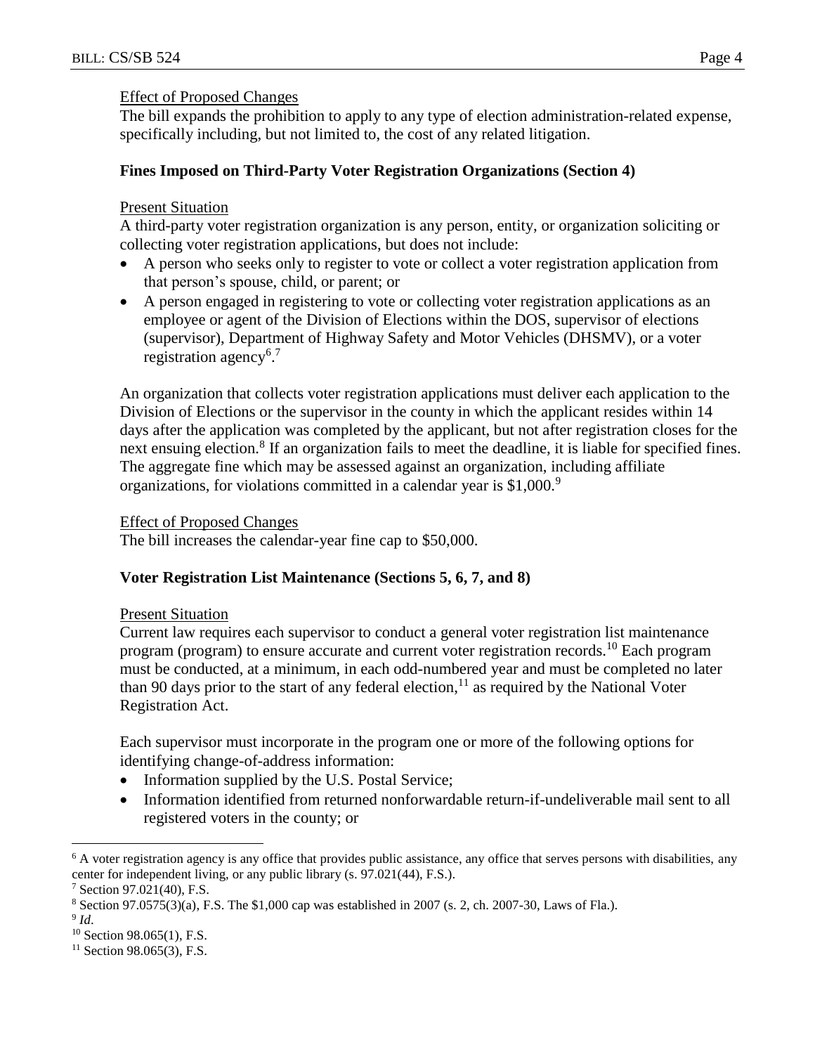Effect of Proposed Changes

The bill expands the prohibition to apply to any type of election administration-related expense, specifically including, but not limited to, the cost of any related litigation.

**Fines Imposed on Third-Party Voter Registration Organizations (Section 4)**

Present Situation

A third-party voter registration organization is any person, entity, or organization soliciting or collecting voter registration applications, but does not include:

- A person who seeks only to register to vote or collect a voter registration application from that person's spouse, child, or parent; or
- A person engaged in registering to vote or collecting voter registration applications as an employee or agent of the Division of Elections within the DOS, supervisor of elections (supervisor), Department of Highway Safety and Motor Vehicles (DHSMV), or a voter registration agency[6].[7]

An organization that collects voter registration applications must deliver each application to the Division of Elections or the supervisor in the county in which the applicant resides within 14 days after the application was completed by the applicant, but not after registration closes for the next ensuing election.[8] If an organization fails to meet the deadline, it is liable for specified fines. The aggregate fine which may be assessed against an organization, including affiliate organizations, for violations committed in a calendar year is $1,000.[9]

Effect of Proposed Changes

The bill increases the calendar-year fine cap to $50,000.

**Voter Registration List Maintenance (Sections 5, 6, 7, and 8)**

Present Situation

Current law requires each supervisor to conduct a general voter registration list maintenance program (program) to ensure accurate and current voter registration records.[10] Each program must be conducted, at a minimum, in each odd-numbered year and must be completed no later than 90 days prior to the start of any federal election,[11] as required by the National Voter Registration Act.

Each supervisor must incorporate in the program one or more of the following options for identifying change-of-address information:

- Information supplied by the U.S. Postal Service;
- Information identified from returned nonforwardable return-if-undeliverable mail sent to all registered voters in the county; or

---

[6] A voter registration agency is any office that provides public assistance, any office that serves persons with disabilities, any center for independent living, or any public library (s. 97.021(44), F.S.).

[7] Section 97.021(40), F.S.

[8] Section 97.0575(3)(a), F.S. The $1,000 cap was established in 2007 (s. 2, ch. 2007-30, Laws of Fla.).

[9] *Id*.

[10] Section 98.065(1), F.S.

[11] Section 98.065(3), F.S.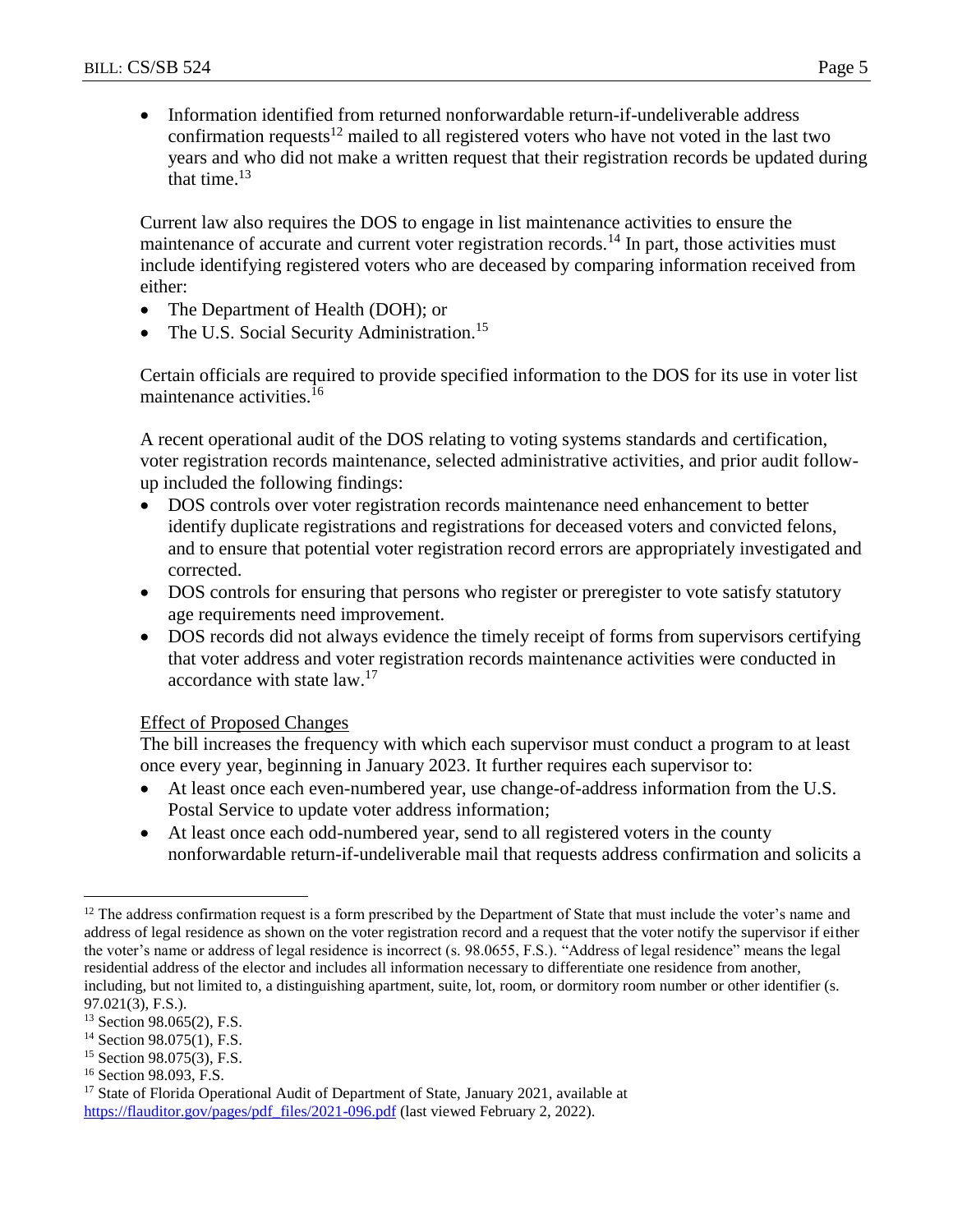- Information identified from returned nonforwardable return-if-undeliverable address confirmation requests[12] mailed to all registered voters who have not voted in the last two years and who did not make a written request that their registration records be updated during that time.[13]

Current law also requires the DOS to engage in list maintenance activities to ensure the maintenance of accurate and current voter registration records.[14] In part, those activities must include identifying registered voters who are deceased by comparing information received from either:

- The Department of Health (DOH); or
- The U.S. Social Security Administration.[15]

Certain officials are required to provide specified information to the DOS for its use in voter list maintenance activities.[16]

A recent operational audit of the DOS relating to voting systems standards and certification, voter registration records maintenance, selected administrative activities, and prior audit follow-up included the following findings:

- DOS controls over voter registration records maintenance need enhancement to better identify duplicate registrations and registrations for deceased voters and convicted felons, and to ensure that potential voter registration record errors are appropriately investigated and corrected.
- DOS controls for ensuring that persons who register or preregister to vote satisfy statutory age requirements need improvement.
- DOS records did not always evidence the timely receipt of forms from supervisors certifying that voter address and voter registration records maintenance activities were conducted in accordance with state law.[17]

Effect of Proposed Changes

The bill increases the frequency with which each supervisor must conduct a program to at least once every year, beginning in January 2023. It further requires each supervisor to:

- At least once each even-numbered year, use change-of-address information from the U.S. Postal Service to update voter address information;
- At least once each odd-numbered year, send to all registered voters in the county nonforwardable return-if-undeliverable mail that requests address confirmation and solicits a

---

[12] The address confirmation request is a form prescribed by the Department of State that must include the voter's name and address of legal residence as shown on the voter registration record and a request that the voter notify the supervisor if either the voter's name or address of legal residence is incorrect (s. 98.0655, F.S.). "Address of legal residence" means the legal residential address of the elector and includes all information necessary to differentiate one residence from another, including, but not limited to, a distinguishing apartment, suite, lot, room, or dormitory room number or other identifier (s. 97.021(3), F.S.).

[13] Section 98.065(2), F.S.

[14] Section 98.075(1), F.S.

[15] Section 98.075(3), F.S.

[16] Section 98.093, F.S.

[17] State of Florida Operational Audit of Department of State, January 2021, available at https://flauditor.gov/pages/pdf_files/2021-096.pdf (last viewed February 2, 2022).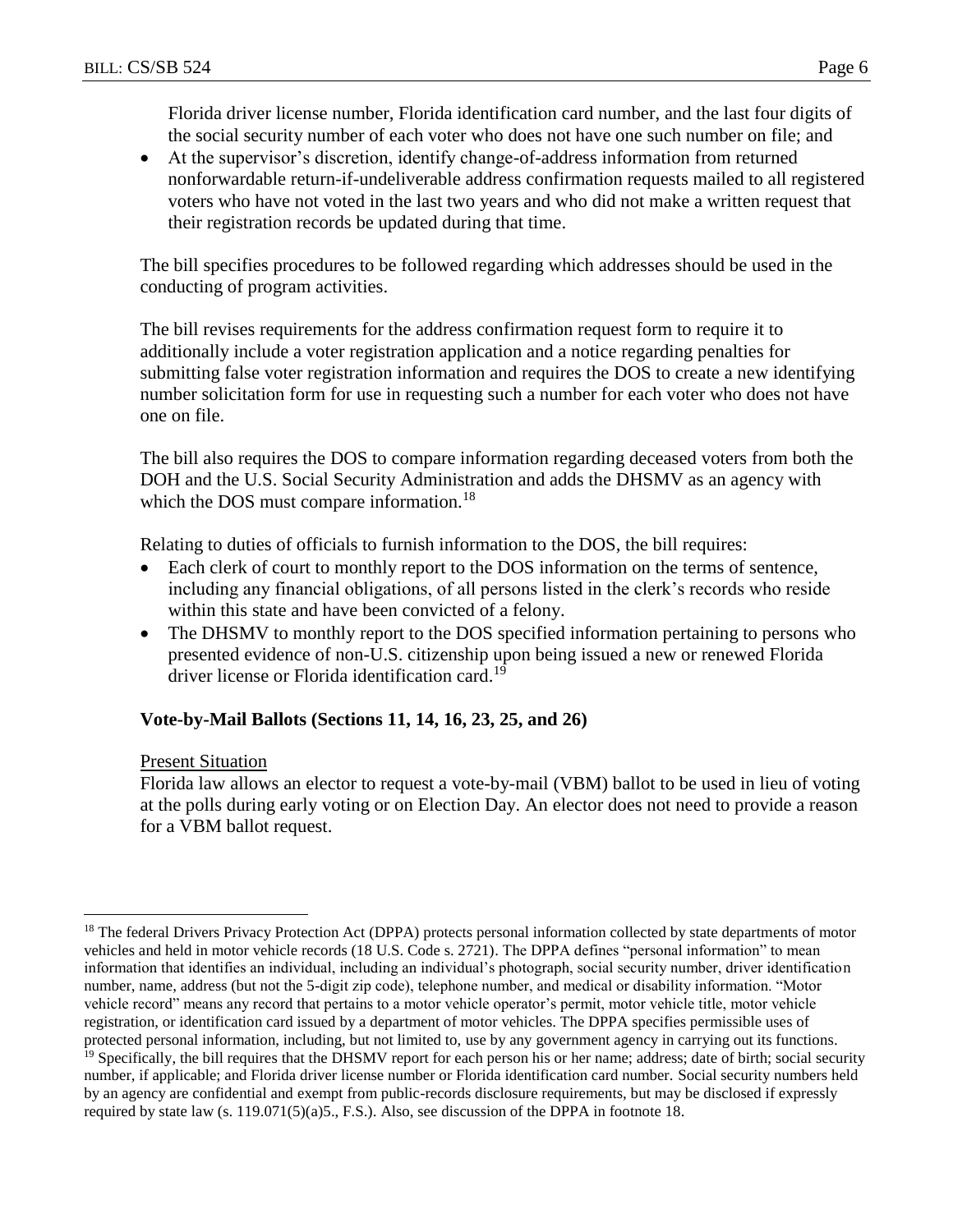Florida driver license number, Florida identification card number, and the last four digits of the social security number of each voter who does not have one such number on file; and

- At the supervisor's discretion, identify change-of-address information from returned nonforwardable return-if-undeliverable address confirmation requests mailed to all registered voters who have not voted in the last two years and who did not make a written request that their registration records be updated during that time.

The bill specifies procedures to be followed regarding which addresses should be used in the conducting of program activities.

The bill revises requirements for the address confirmation request form to require it to additionally include a voter registration application and a notice regarding penalties for submitting false voter registration information and requires the DOS to create a new identifying number solicitation form for use in requesting such a number for each voter who does not have one on file.

The bill also requires the DOS to compare information regarding deceased voters from both the DOH and the U.S. Social Security Administration and adds the DHSMV as an agency with which the DOS must compare information.[18]

Relating to duties of officials to furnish information to the DOS, the bill requires:

- Each clerk of court to monthly report to the DOS information on the terms of sentence, including any financial obligations, of all persons listed in the clerk's records who reside within this state and have been convicted of a felony.
- The DHSMV to monthly report to the DOS specified information pertaining to persons who presented evidence of non-U.S. citizenship upon being issued a new or renewed Florida driver license or Florida identification card.[19]

**Vote-by-Mail Ballots (Sections 11, 14, 16, 23, 25, and 26)**

Present Situation

Florida law allows an elector to request a vote-by-mail (VBM) ballot to be used in lieu of voting at the polls during early voting or on Election Day. An elector does not need to provide a reason for a VBM ballot request.

---

[18] The federal Drivers Privacy Protection Act (DPPA) protects personal information collected by state departments of motor vehicles and held in motor vehicle records (18 U.S. Code s. 2721). The DPPA defines "personal information" to mean information that identifies an individual, including an individual's photograph, social security number, driver identification number, name, address (but not the 5-digit zip code), telephone number, and medical or disability information. "Motor vehicle record" means any record that pertains to a motor vehicle operator's permit, motor vehicle title, motor vehicle registration, or identification card issued by a department of motor vehicles. The DPPA specifies permissible uses of protected personal information, including, but not limited to, use by any government agency in carrying out its functions.

[19] Specifically, the bill requires that the DHSMV report for each person his or her name; address; date of birth; social security number, if applicable; and Florida driver license number or Florida identification card number. Social security numbers held by an agency are confidential and exempt from public-records disclosure requirements, but may be disclosed if expressly required by state law (s. 119.071(5)(a)5., F.S.). Also, see discussion of the DPPA in footnote 18.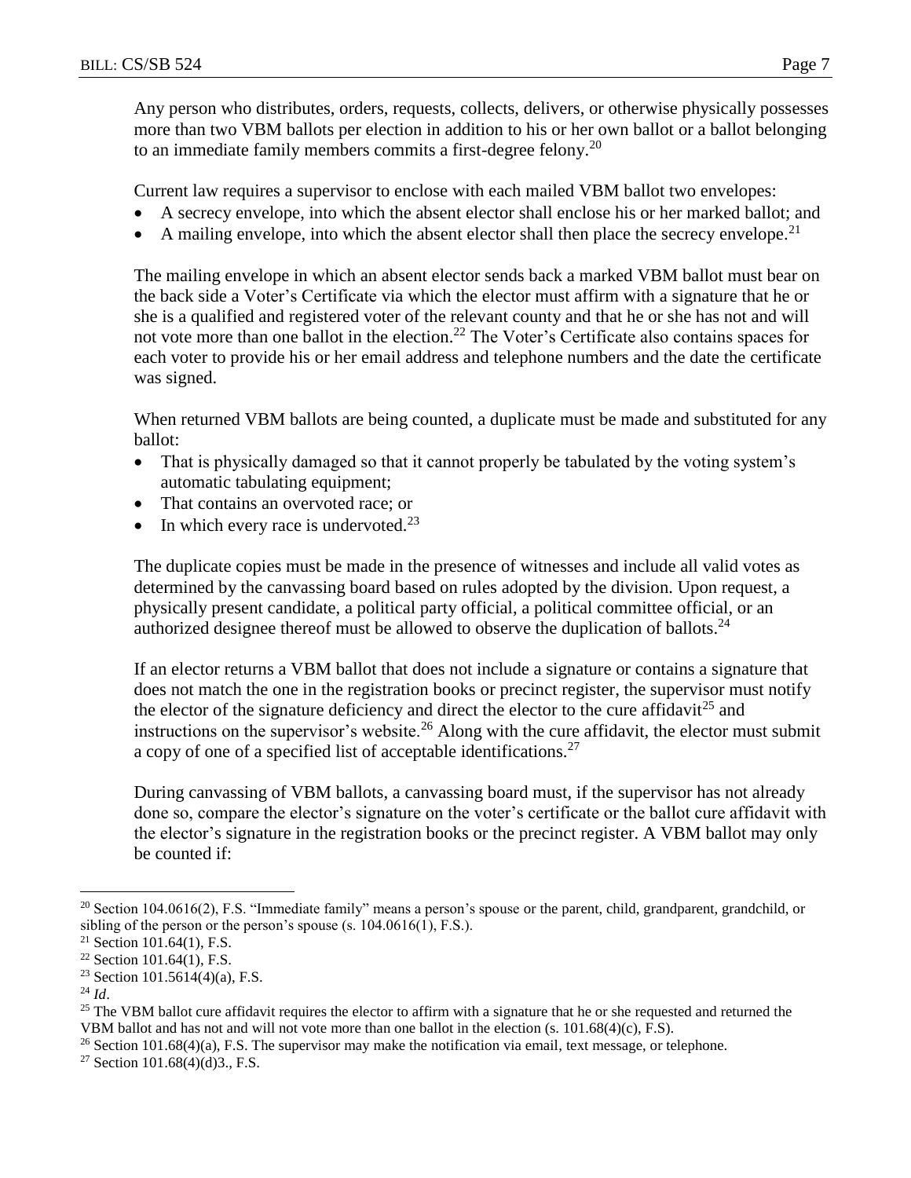Any person who distributes, orders, requests, collects, delivers, or otherwise physically possesses more than two VBM ballots per election in addition to his or her own ballot or a ballot belonging to an immediate family members commits a first-degree felony.[20]

Current law requires a supervisor to enclose with each mailed VBM ballot two envelopes:

- A secrecy envelope, into which the absent elector shall enclose his or her marked ballot; and
- A mailing envelope, into which the absent elector shall then place the secrecy envelope.[21]

The mailing envelope in which an absent elector sends back a marked VBM ballot must bear on the back side a Voter's Certificate via which the elector must affirm with a signature that he or she is a qualified and registered voter of the relevant county and that he or she has not and will not vote more than one ballot in the election.[22] The Voter's Certificate also contains spaces for each voter to provide his or her email address and telephone numbers and the date the certificate was signed.

When returned VBM ballots are being counted, a duplicate must be made and substituted for any ballot:

- That is physically damaged so that it cannot properly be tabulated by the voting system's automatic tabulating equipment;
- That contains an overvoted race; or
- In which every race is undervoted.[23]

The duplicate copies must be made in the presence of witnesses and include all valid votes as determined by the canvassing board based on rules adopted by the division. Upon request, a physically present candidate, a political party official, a political committee official, or an authorized designee thereof must be allowed to observe the duplication of ballots.[24]

If an elector returns a VBM ballot that does not include a signature or contains a signature that does not match the one in the registration books or precinct register, the supervisor must notify the elector of the signature deficiency and direct the elector to the cure affidavit[25] and instructions on the supervisor's website.[26] Along with the cure affidavit, the elector must submit a copy of one of a specified list of acceptable identifications.[27]

During canvassing of VBM ballots, a canvassing board must, if the supervisor has not already done so, compare the elector's signature on the voter's certificate or the ballot cure affidavit with the elector's signature in the registration books or the precinct register. A VBM ballot may only be counted if:

---

[20] Section 104.0616(2), F.S. "Immediate family" means a person's spouse or the parent, child, grandparent, grandchild, or sibling of the person or the person's spouse (s. 104.0616(1), F.S.).

[21] Section 101.64(1), F.S.

[22] Section 101.64(1), F.S.

[23] Section 101.5614(4)(a), F.S.

[24] *Id*.

[25] The VBM ballot cure affidavit requires the elector to affirm with a signature that he or she requested and returned the VBM ballot and has not and will not vote more than one ballot in the election (s. 101.68(4)(c), F.S).

[26] Section 101.68(4)(a), F.S. The supervisor may make the notification via email, text message, or telephone.

[27] Section 101.68(4)(d)3., F.S.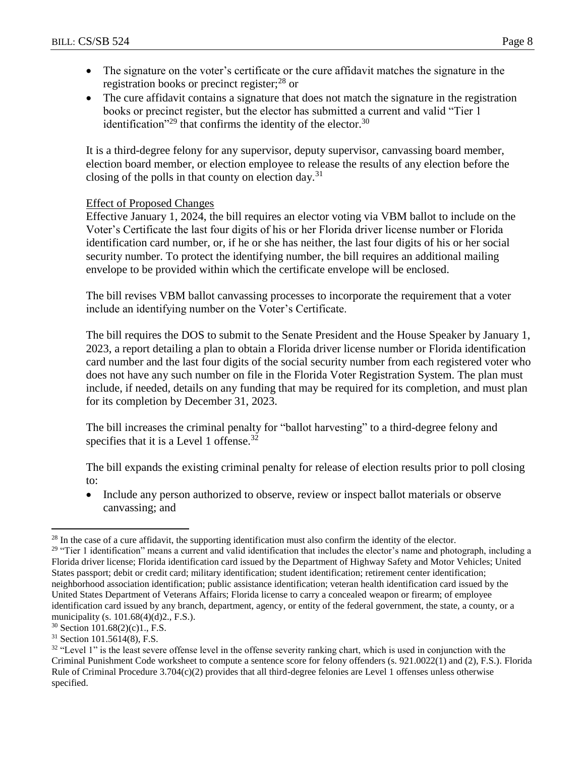- The signature on the voter's certificate or the cure affidavit matches the signature in the registration books or precinct register;[28] or
- The cure affidavit contains a signature that does not match the signature in the registration books or precinct register, but the elector has submitted a current and valid "Tier 1 identification"[29] that confirms the identity of the elector.[30]

It is a third-degree felony for any supervisor, deputy supervisor, canvassing board member, election board member, or election employee to release the results of any election before the closing of the polls in that county on election day.[31]

Effect of Proposed Changes

Effective January 1, 2024, the bill requires an elector voting via VBM ballot to include on the Voter's Certificate the last four digits of his or her Florida driver license number or Florida identification card number, or, if he or she has neither, the last four digits of his or her social security number. To protect the identifying number, the bill requires an additional mailing envelope to be provided within which the certificate envelope will be enclosed.

The bill revises VBM ballot canvassing processes to incorporate the requirement that a voter include an identifying number on the Voter's Certificate.

The bill requires the DOS to submit to the Senate President and the House Speaker by January 1, 2023, a report detailing a plan to obtain a Florida driver license number or Florida identification card number and the last four digits of the social security number from each registered voter who does not have any such number on file in the Florida Voter Registration System. The plan must include, if needed, details on any funding that may be required for its completion, and must plan for its completion by December 31, 2023.

The bill increases the criminal penalty for "ballot harvesting" to a third-degree felony and specifies that it is a Level 1 offense.[32]

The bill expands the existing criminal penalty for release of election results prior to poll closing to:

- Include any person authorized to observe, review or inspect ballot materials or observe canvassing; and

---

[28] In the case of a cure affidavit, the supporting identification must also confirm the identity of the elector.

[29] "Tier 1 identification" means a current and valid identification that includes the elector's name and photograph, including a Florida driver license; Florida identification card issued by the Department of Highway Safety and Motor Vehicles; United States passport; debit or credit card; military identification; student identification; retirement center identification; neighborhood association identification; public assistance identification; veteran health identification card issued by the United States Department of Veterans Affairs; Florida license to carry a concealed weapon or firearm; of employee identification card issued by any branch, department, agency, or entity of the federal government, the state, a county, or a municipality (s. 101.68(4)(d)2., F.S.).

[30] Section 101.68(2)(c)1., F.S.

[31] Section 101.5614(8), F.S.

[32] "Level 1" is the least severe offense level in the offense severity ranking chart, which is used in conjunction with the Criminal Punishment Code worksheet to compute a sentence score for felony offenders (s. 921.0022(1) and (2), F.S.). Florida Rule of Criminal Procedure 3.704(c)(2) provides that all third-degree felonies are Level 1 offenses unless otherwise specified.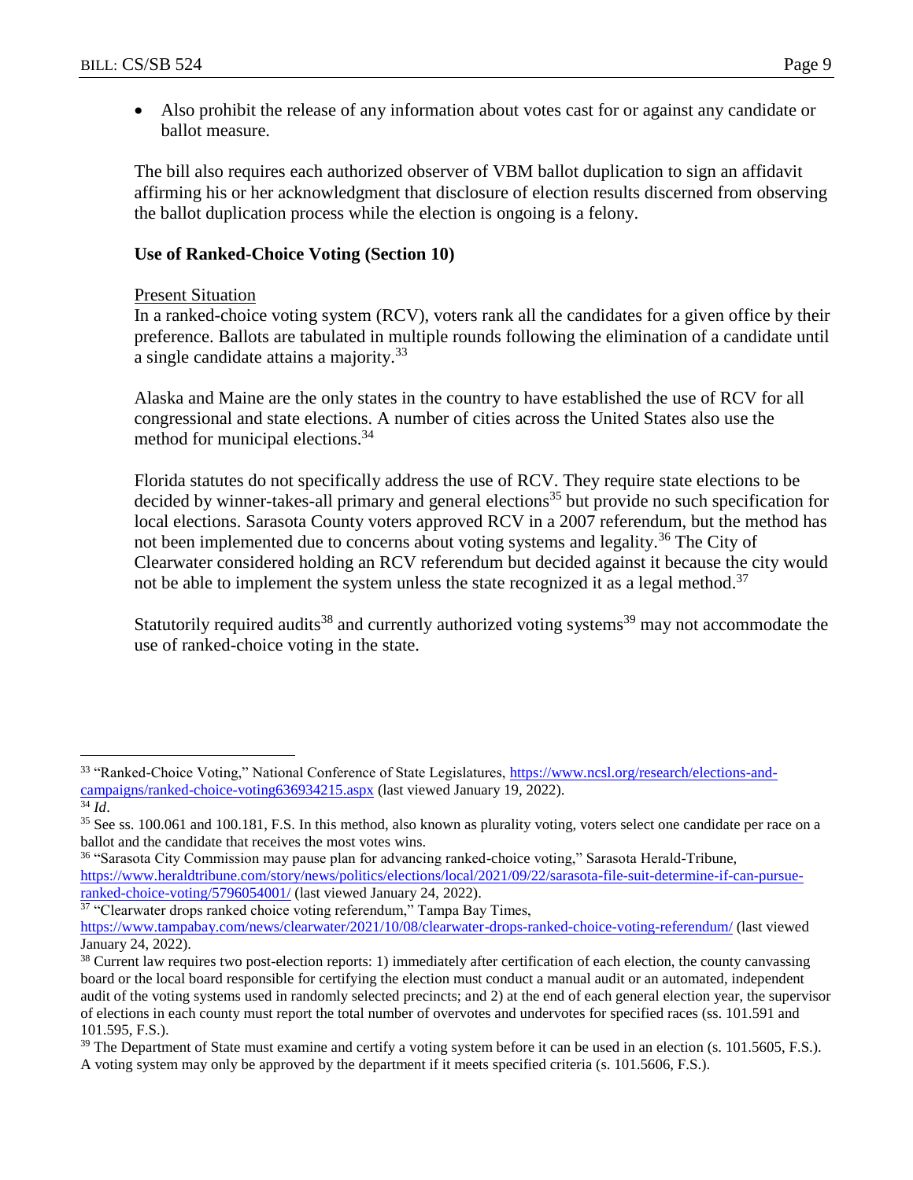- Also prohibit the release of any information about votes cast for or against any candidate or ballot measure.

The bill also requires each authorized observer of VBM ballot duplication to sign an affidavit affirming his or her acknowledgment that disclosure of election results discerned from observing the ballot duplication process while the election is ongoing is a felony.

**Use of Ranked-Choice Voting (Section 10)**

Present Situation

In a ranked-choice voting system (RCV), voters rank all the candidates for a given office by their preference. Ballots are tabulated in multiple rounds following the elimination of a candidate until a single candidate attains a majority.[33]

Alaska and Maine are the only states in the country to have established the use of RCV for all congressional and state elections. A number of cities across the United States also use the method for municipal elections.[34]

Florida statutes do not specifically address the use of RCV. They require state elections to be decided by winner-takes-all primary and general elections[35] but provide no such specification for local elections. Sarasota County voters approved RCV in a 2007 referendum, but the method has not been implemented due to concerns about voting systems and legality.[36] The City of Clearwater considered holding an RCV referendum but decided against it because the city would not be able to implement the system unless the state recognized it as a legal method.[37]

Statutorily required audits[38] and currently authorized voting systems[39] may not accommodate the use of ranked-choice voting in the state.

---

[33] "Ranked-Choice Voting," National Conference of State Legislatures, https://www.ncsl.org/research/elections-and-campaigns/ranked-choice-voting636934215.aspx (last viewed January 19, 2022).

[34] *Id*.

[35] See ss. 100.061 and 100.181, F.S. In this method, also known as plurality voting, voters select one candidate per race on a ballot and the candidate that receives the most votes wins.

[36] "Sarasota City Commission may pause plan for advancing ranked-choice voting," Sarasota Herald-Tribune, https://www.heraldtribune.com/story/news/politics/elections/local/2021/09/22/sarasota-file-suit-determine-if-can-pursue-ranked-choice-voting/5796054001/ (last viewed January 24, 2022).

[37] "Clearwater drops ranked choice voting referendum," Tampa Bay Times, https://www.tampabay.com/news/clearwater/2021/10/08/clearwater-drops-ranked-choice-voting-referendum/ (last viewed January 24, 2022).

[38] Current law requires two post-election reports: 1) immediately after certification of each election, the county canvassing board or the local board responsible for certifying the election must conduct a manual audit or an automated, independent audit of the voting systems used in randomly selected precincts; and 2) at the end of each general election year, the supervisor of elections in each county must report the total number of overvotes and undervotes for specified races (ss. 101.591 and 101.595, F.S.).

[39] The Department of State must examine and certify a voting system before it can be used in an election (s. 101.5605, F.S.). A voting system may only be approved by the department if it meets specified criteria (s. 101.5606, F.S.).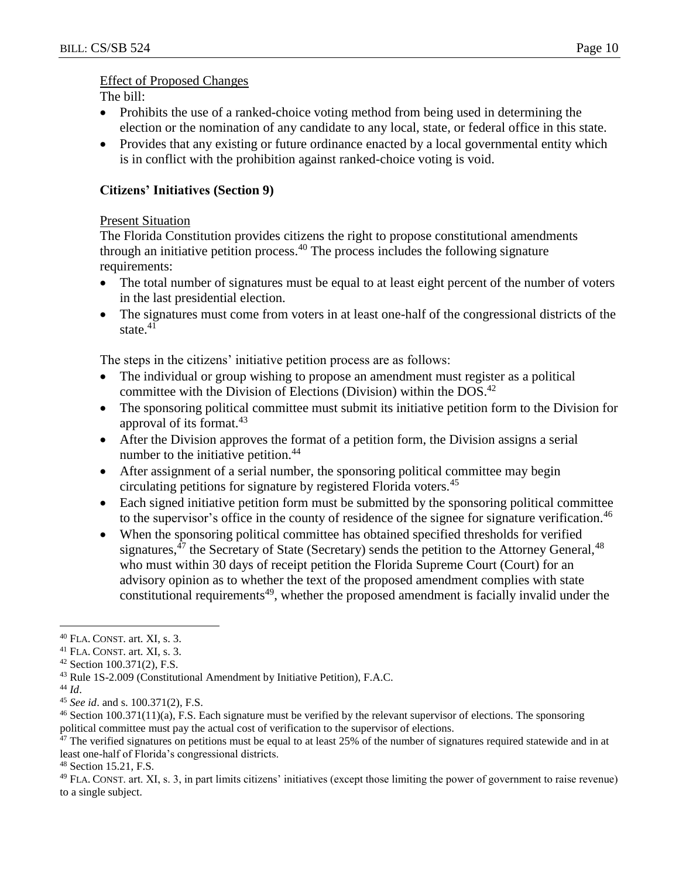Effect of Proposed Changes

The bill:

- Prohibits the use of a ranked-choice voting method from being used in determining the election or the nomination of any candidate to any local, state, or federal office in this state.
- Provides that any existing or future ordinance enacted by a local governmental entity which is in conflict with the prohibition against ranked-choice voting is void.

**Citizens' Initiatives (Section 9)**

Present Situation

The Florida Constitution provides citizens the right to propose constitutional amendments through an initiative petition process.[40] The process includes the following signature requirements:

- The total number of signatures must be equal to at least eight percent of the number of voters in the last presidential election.
- The signatures must come from voters in at least one-half of the congressional districts of the state.[41]

The steps in the citizens' initiative petition process are as follows:

- The individual or group wishing to propose an amendment must register as a political committee with the Division of Elections (Division) within the DOS.[42]
- The sponsoring political committee must submit its initiative petition form to the Division for approval of its format.[43]
- After the Division approves the format of a petition form, the Division assigns a serial number to the initiative petition.[44]
- After assignment of a serial number, the sponsoring political committee may begin circulating petitions for signature by registered Florida voters.[45]
- Each signed initiative petition form must be submitted by the sponsoring political committee to the supervisor's office in the county of residence of the signee for signature verification.[46]
- When the sponsoring political committee has obtained specified thresholds for verified signatures,[47] the Secretary of State (Secretary) sends the petition to the Attorney General,[48] who must within 30 days of receipt petition the Florida Supreme Court (Court) for an advisory opinion as to whether the text of the proposed amendment complies with state constitutional requirements[49], whether the proposed amendment is facially invalid under the

---

[40] FLA. CONST. art. XI, s. 3.

[41] FLA. CONST. art. XI, s. 3.

[42] Section 100.371(2), F.S.

[43] Rule 1S-2.009 (Constitutional Amendment by Initiative Petition), F.A.C.

[44] *Id*.

[45] *See id*. and s. 100.371(2), F.S.

[46] Section 100.371(11)(a), F.S. Each signature must be verified by the relevant supervisor of elections. The sponsoring political committee must pay the actual cost of verification to the supervisor of elections.

[47] The verified signatures on petitions must be equal to at least 25% of the number of signatures required statewide and in at least one-half of Florida's congressional districts.

[48] Section 15.21, F.S.

[49] FLA. CONST. art. XI, s. 3, in part limits citizens' initiatives (except those limiting the power of government to raise revenue) to a single subject.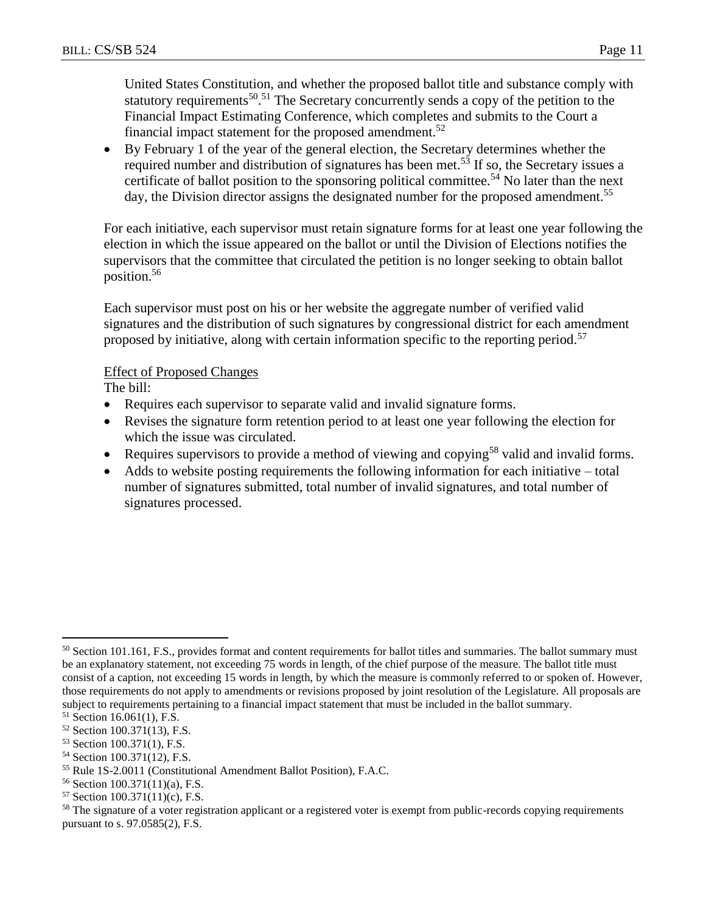United States Constitution, and whether the proposed ballot title and substance comply with statutory requirements[50].[51] The Secretary concurrently sends a copy of the petition to the Financial Impact Estimating Conference, which completes and submits to the Court a financial impact statement for the proposed amendment.[52]

- By February 1 of the year of the general election, the Secretary determines whether the required number and distribution of signatures has been met.[53] If so, the Secretary issues a certificate of ballot position to the sponsoring political committee.[54] No later than the next day, the Division director assigns the designated number for the proposed amendment.[55]

For each initiative, each supervisor must retain signature forms for at least one year following the election in which the issue appeared on the ballot or until the Division of Elections notifies the supervisors that the committee that circulated the petition is no longer seeking to obtain ballot position.[56]

Each supervisor must post on his or her website the aggregate number of verified valid signatures and the distribution of such signatures by congressional district for each amendment proposed by initiative, along with certain information specific to the reporting period.[57]

<u>Effect of Proposed Changes</u>

The bill:

- Requires each supervisor to separate valid and invalid signature forms.
- Revises the signature form retention period to at least one year following the election for which the issue was circulated.
- Requires supervisors to provide a method of viewing and copying[58] valid and invalid forms.
- Adds to website posting requirements the following information for each initiative – total number of signatures submitted, total number of invalid signatures, and total number of signatures processed.

---

[50] Section 101.161, F.S., provides format and content requirements for ballot titles and summaries. The ballot summary must be an explanatory statement, not exceeding 75 words in length, of the chief purpose of the measure. The ballot title must consist of a caption, not exceeding 15 words in length, by which the measure is commonly referred to or spoken of. However, those requirements do not apply to amendments or revisions proposed by joint resolution of the Legislature. All proposals are subject to requirements pertaining to a financial impact statement that must be included in the ballot summary.

[51] Section 16.061(1), F.S.

[52] Section 100.371(13), F.S.

[53] Section 100.371(1), F.S.

[54] Section 100.371(12), F.S.

[55] Rule 1S-2.0011 (Constitutional Amendment Ballot Position), F.A.C.

[56] Section 100.371(11)(a), F.S.

[57] Section 100.371(11)(c), F.S.

[58] The signature of a voter registration applicant or a registered voter is exempt from public-records copying requirements pursuant to s. 97.0585(2), F.S.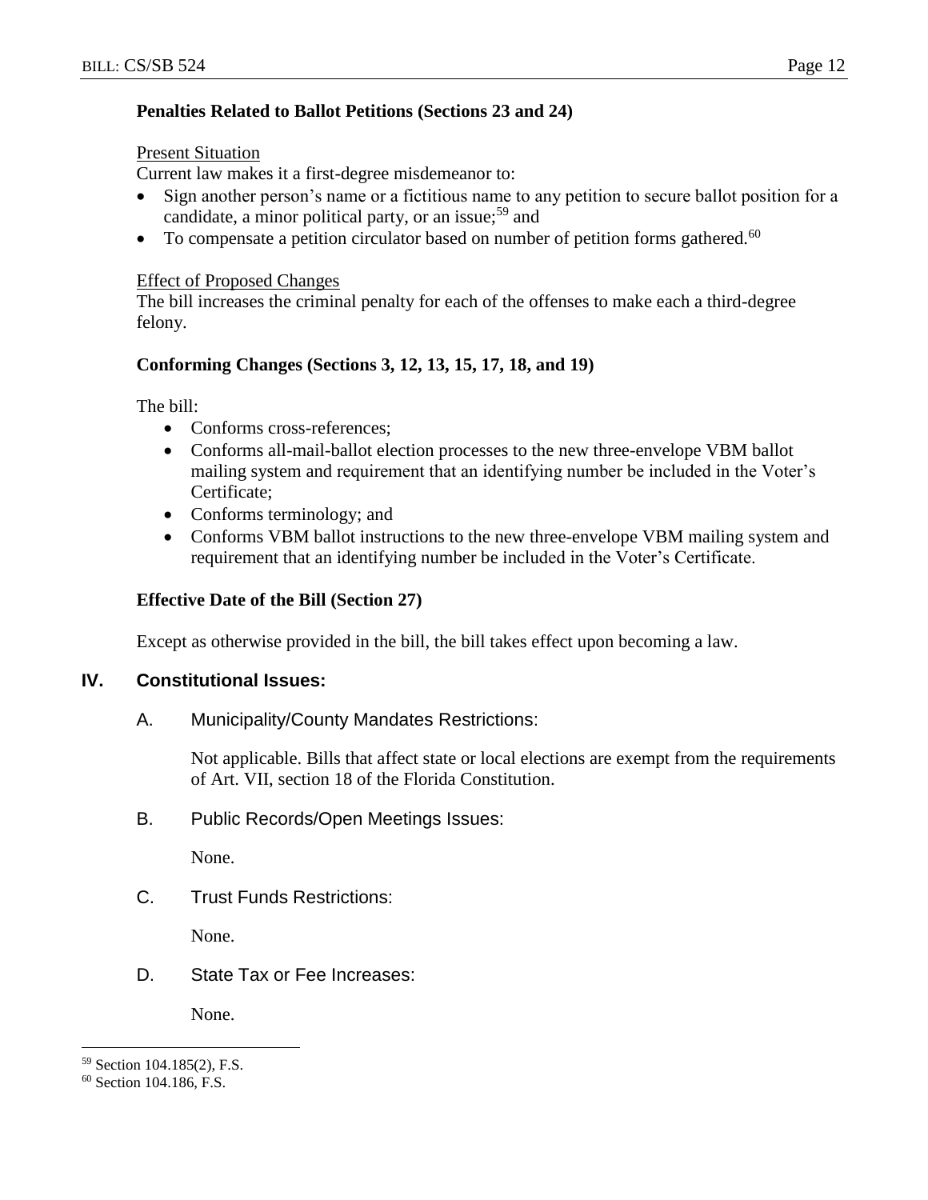**Penalties Related to Ballot Petitions (Sections 23 and 24)**

Present Situation

Current law makes it a first-degree misdemeanor to:

- Sign another person's name or a fictitious name to any petition to secure ballot position for a candidate, a minor political party, or an issue;[59] and
- To compensate a petition circulator based on number of petition forms gathered.[60]

Effect of Proposed Changes

The bill increases the criminal penalty for each of the offenses to make each a third-degree felony.

**Conforming Changes (Sections 3, 12, 13, 15, 17, 18, and 19)**

The bill:

- Conforms cross-references;
- Conforms all-mail-ballot election processes to the new three-envelope VBM ballot mailing system and requirement that an identifying number be included in the Voter's Certificate;
- Conforms terminology; and
- Conforms VBM ballot instructions to the new three-envelope VBM mailing system and requirement that an identifying number be included in the Voter's Certificate.

**Effective Date of the Bill (Section 27)**

Except as otherwise provided in the bill, the bill takes effect upon becoming a law.

## IV. Constitutional Issues:

A. Municipality/County Mandates Restrictions:

Not applicable. Bills that affect state or local elections are exempt from the requirements of Art. VII, section 18 of the Florida Constitution.

B. Public Records/Open Meetings Issues:

None.

C. Trust Funds Restrictions:

None.

D. State Tax or Fee Increases:

None.

---

[59] Section 104.185(2), F.S.

[60] Section 104.186, F.S.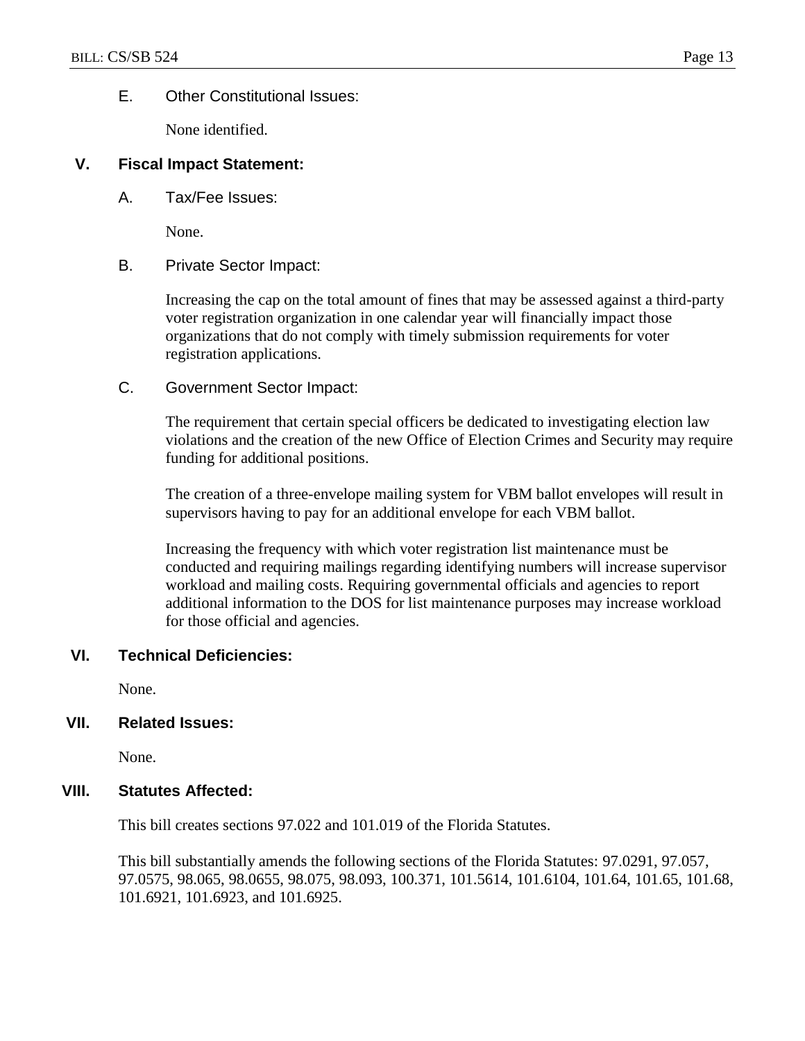### E. Other Constitutional Issues:

None identified.

## V. Fiscal Impact Statement:

### A. Tax/Fee Issues:

None.

### B. Private Sector Impact:

Increasing the cap on the total amount of fines that may be assessed against a third-party voter registration organization in one calendar year will financially impact those organizations that do not comply with timely submission requirements for voter registration applications.

### C. Government Sector Impact:

The requirement that certain special officers be dedicated to investigating election law violations and the creation of the new Office of Election Crimes and Security may require funding for additional positions.

The creation of a three-envelope mailing system for VBM ballot envelopes will result in supervisors having to pay for an additional envelope for each VBM ballot.

Increasing the frequency with which voter registration list maintenance must be conducted and requiring mailings regarding identifying numbers will increase supervisor workload and mailing costs. Requiring governmental officials and agencies to report additional information to the DOS for list maintenance purposes may increase workload for those official and agencies.

## VI. Technical Deficiencies:

None.

## VII. Related Issues:

None.

## VIII. Statutes Affected:

This bill creates sections 97.022 and 101.019 of the Florida Statutes.

This bill substantially amends the following sections of the Florida Statutes: 97.0291, 97.057, 97.0575, 98.065, 98.0655, 98.075, 98.093, 100.371, 101.5614, 101.6104, 101.64, 101.65, 101.68, 101.6921, 101.6923, and 101.6925.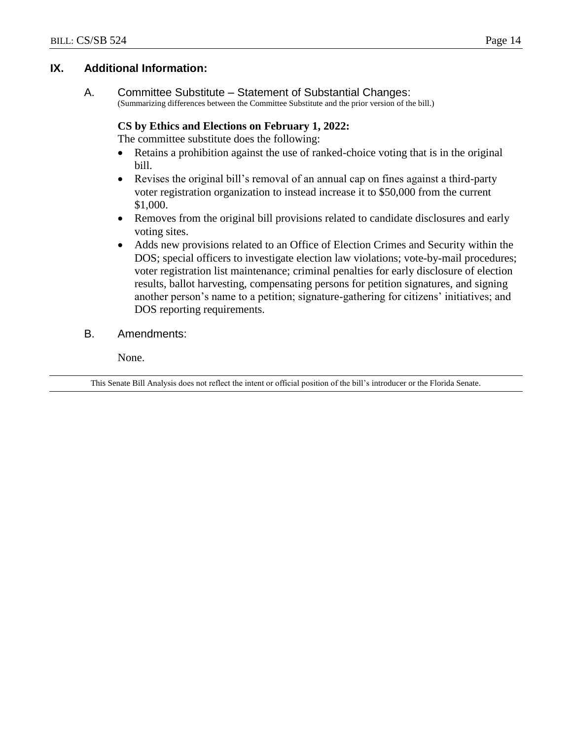## IX. Additional Information:

### A. Committee Substitute – Statement of Substantial Changes:
(Summarizing differences between the Committee Substitute and the prior version of the bill.)

**CS by Ethics and Elections on February 1, 2022:**
The committee substitute does the following:

- Retains a prohibition against the use of ranked-choice voting that is in the original bill.
- Revises the original bill's removal of an annual cap on fines against a third-party voter registration organization to instead increase it to $50,000 from the current $1,000.
- Removes from the original bill provisions related to candidate disclosures and early voting sites.
- Adds new provisions related to an Office of Election Crimes and Security within the DOS; special officers to investigate election law violations; vote-by-mail procedures; voter registration list maintenance; criminal penalties for early disclosure of election results, ballot harvesting, compensating persons for petition signatures, and signing another person's name to a petition; signature-gathering for citizens' initiatives; and DOS reporting requirements.

### B. Amendments:

None.

This Senate Bill Analysis does not reflect the intent or official position of the bill's introducer or the Florida Senate.